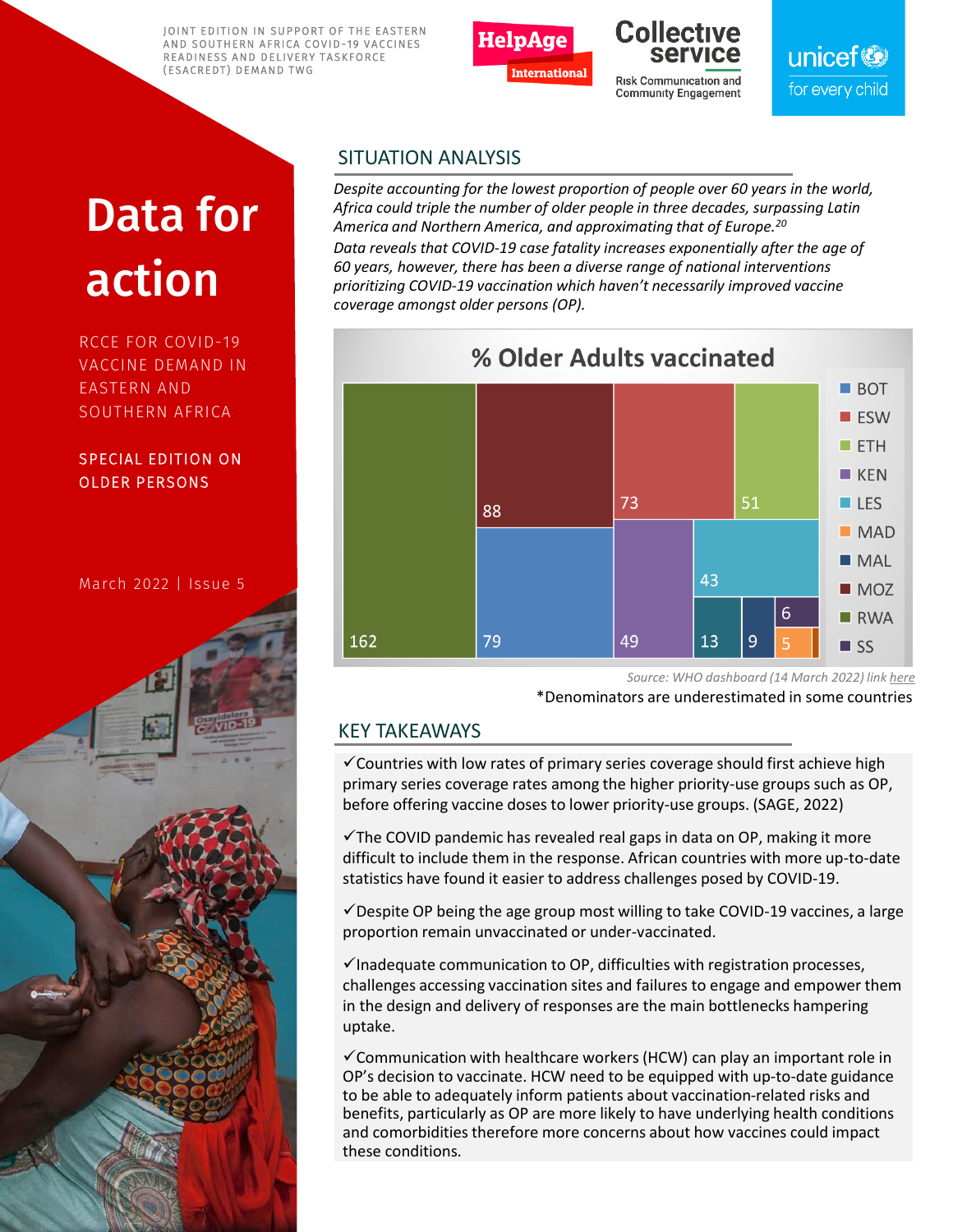JOINT EDITION IN SUPPORT OF THE EASTERN AND SOUTHERN AFRICA COVID-19 VACCINES READINESS AND DELIVERY TASKFORCE (ESACREDT) DEMAND TWG

HelpAge International | Collective service – Risk Communication and Community Engagement | unicef for every child

# Data for action

RCCE FOR COVID-19 VACCINE DEMAND IN EASTERN AND SOUTHERN AFRICA

SPECIAL EDITION ON OLDER PERSONS

March 2022 | Issue 5

## SITUATION ANALYSIS

*Despite accounting for the lowest proportion of people over 60 years in the world, Africa could triple the number of older people in three decades, surpassing Latin America and Northern America, and approximating that of Europe.*[20]

*Data reveals that COVID-19 case fatality increases exponentially after the age of 60 years, however, there has been a diverse range of national interventions prioritizing COVID-19 vaccination which haven't necessarily improved vaccine coverage amongst older persons (OP).*

**% Older Adults vaccinated**

| Country | Value |
|---|---|
| RWA | 162 |
| MOZ | 88 |
| BOT | 79 |
| ESW | 73 |
| ETH | 51 |
| KEN | 49 |
| LES | 43 |
| MAL | 13 |
| MAL | 9 |
| SS | 6 |
| MAD | 5 |

*Source: WHO dashboard (14 March 2022) link here*

*Denominators are underestimated in some countries

## KEY TAKEAWAYS

✓Countries with low rates of primary series coverage should first achieve high primary series coverage rates among the higher priority-use groups such as OP, before offering vaccine doses to lower priority-use groups. (SAGE, 2022)

✓The COVID pandemic has revealed real gaps in data on OP, making it more difficult to include them in the response. African countries with more up-to-date statistics have found it easier to address challenges posed by COVID-19.

✓Despite OP being the age group most willing to take COVID-19 vaccines, a large proportion remain unvaccinated or under-vaccinated.

✓Inadequate communication to OP, difficulties with registration processes, challenges accessing vaccination sites and failures to engage and empower them in the design and delivery of responses are the main bottlenecks hampering uptake.

✓Communication with healthcare workers (HCW) can play an important role in OP's decision to vaccinate. HCW need to be equipped with up-to-date guidance to be able to adequately inform patients about vaccination-related risks and benefits, particularly as OP are more likely to have underlying health conditions and comorbidities therefore more concerns about how vaccines could impact these conditions.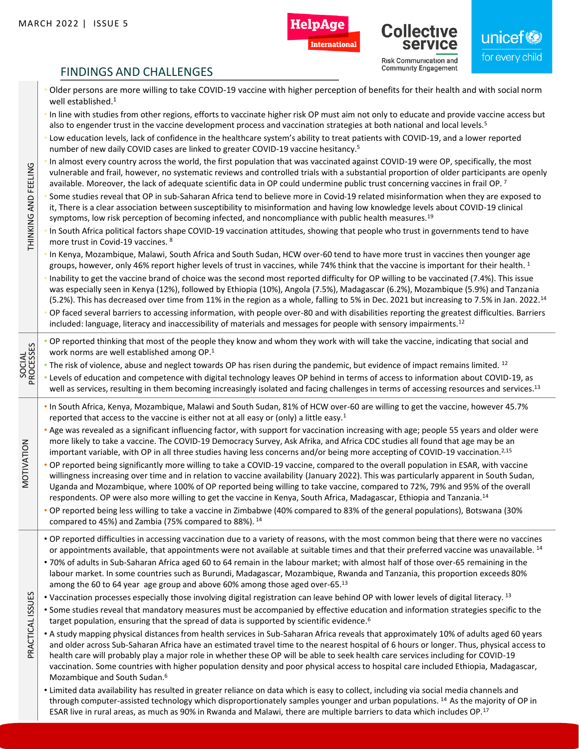## FINDINGS AND CHALLENGES

### THINKING AND FEELING

- Older persons are more willing to take COVID-19 vaccine with higher perception of benefits for their health and with social norm well established.[1]
- In line with studies from other regions, efforts to vaccinate higher risk OP must aim not only to educate and provide vaccine access but also to engender trust in the vaccine development process and vaccination strategies at both national and local levels.[5]
- Low education levels, lack of confidence in the healthcare system's ability to treat patients with COVID-19, and a lower reported number of new daily COVID cases are linked to greater COVID-19 vaccine hesitancy.[5]
- In almost every country across the world, the first population that was vaccinated against COVID-19 were OP, specifically, the most vulnerable and frail, however, no systematic reviews and controlled trials with a substantial proportion of older participants are openly available. Moreover, the lack of adequate scientific data in OP could undermine public trust concerning vaccines in frail OP. [7]
- Some studies reveal that OP in sub-Saharan Africa tend to believe more in Covid-19 related misinformation when they are exposed to it, There is a clear association between susceptibility to misinformation and having low knowledge levels about COVID-19 clinical symptoms, low risk perception of becoming infected, and noncompliance with public health measures.[19]
- In South Africa political factors shape COVID-19 vaccination attitudes, showing that people who trust in governments tend to have more trust in Covid-19 vaccines. [8]
- In Kenya, Mozambique, Malawi, South Africa and South Sudan, HCW over-60 tend to have more trust in vaccines then younger age groups, however, only 46% report higher levels of trust in vaccines, while 74% think that the vaccine is important for their health. [1]
- Inability to get the vaccine brand of choice was the second most reported difficulty for OP willing to be vaccinated (7.4%). This issue was especially seen in Kenya (12%), followed by Ethiopia (10%), Angola (7.5%), Madagascar (6.2%), Mozambique (5.9%) and Tanzania (5.2%). This has decreased over time from 11% in the region as a whole, falling to 5% in Dec. 2021 but increasing to 7.5% in Jan. 2022.[14]
- OP faced several barriers to accessing information, with people over-80 and with disabilities reporting the greatest difficulties. Barriers included: language, literacy and inaccessibility of materials and messages for people with sensory impairments.[12]

### SOCIAL PROCESSES

- OP reported thinking that most of the people they know and whom they work with will take the vaccine, indicating that social and work norms are well established among OP.[1]
- The risk of violence, abuse and neglect towards OP has risen during the pandemic, but evidence of impact remains limited. [12]
- Levels of education and competence with digital technology leaves OP behind in terms of access to information about COVID-19, as well as services, resulting in them becoming increasingly isolated and facing challenges in terms of accessing resources and services.[13]

### MOTIVATION

- In South Africa, Kenya, Mozambique, Malawi and South Sudan, 81% of HCW over-60 are willing to get the vaccine, however 45.7% reported that access to the vaccine is either not at all easy or (only) a little easy.[1]
- Age was revealed as a significant influencing factor, with support for vaccination increasing with age; people 55 years and older were more likely to take a vaccine. The COVID-19 Democracy Survey, Ask Afrika, and Africa CDC studies all found that age may be an important variable, with OP in all three studies having less concerns and/or being more accepting of COVID-19 vaccination.[2,15]
- OP reported being significantly more willing to take a COVID-19 vaccine, compared to the overall population in ESAR, with vaccine willingness increasing over time and in relation to vaccine availability (January 2022). This was particularly apparent in South Sudan, Uganda and Mozambique, where 100% of OP reported being willing to take vaccine, compared to 72%, 79% and 95% of the overall respondents. OP were also more willing to get the vaccine in Kenya, South Africa, Madagascar, Ethiopia and Tanzania.[14]
- OP reported being less willing to take a vaccine in Zimbabwe (40% compared to 83% of the general populations), Botswana (30% compared to 45%) and Zambia (75% compared to 88%). [14]

### PRACTICAL ISSUES

- OP reported difficulties in accessing vaccination due to a variety of reasons, with the most common being that there were no vaccines or appointments available, that appointments were not available at suitable times and that their preferred vaccine was unavailable. [14]
- 70% of adults in Sub-Saharan Africa aged 60 to 64 remain in the labour market; with almost half of those over-65 remaining in the labour market. In some countries such as Burundi, Madagascar, Mozambique, Rwanda and Tanzania, this proportion exceeds 80% among the 60 to 64 year age group and above 60% among those aged over-65.[13]
- Vaccination processes especially those involving digital registration can leave behind OP with lower levels of digital literacy. [13]
- Some studies reveal that mandatory measures must be accompanied by effective education and information strategies specific to the target population, ensuring that the spread of data is supported by scientific evidence.[6]
- A study mapping physical distances from health services in Sub-Saharan Africa reveals that approximately 10% of adults aged 60 years and older across Sub-Saharan Africa have an estimated travel time to the nearest hospital of 6 hours or longer. Thus, physical access to health care will probably play a major role in whether these OP will be able to seek health care services including for COVID-19 vaccination. Some countries with higher population density and poor physical access to hospital care included Ethiopia, Madagascar, Mozambique and South Sudan.[6]
- Limited data availability has resulted in greater reliance on data which is easy to collect, including via social media channels and through computer-assisted technology which disproportionately samples younger and urban populations. [14] As the majority of OP in ESAR live in rural areas, as much as 90% in Rwanda and Malawi, there are multiple barriers to data which includes OP.[17]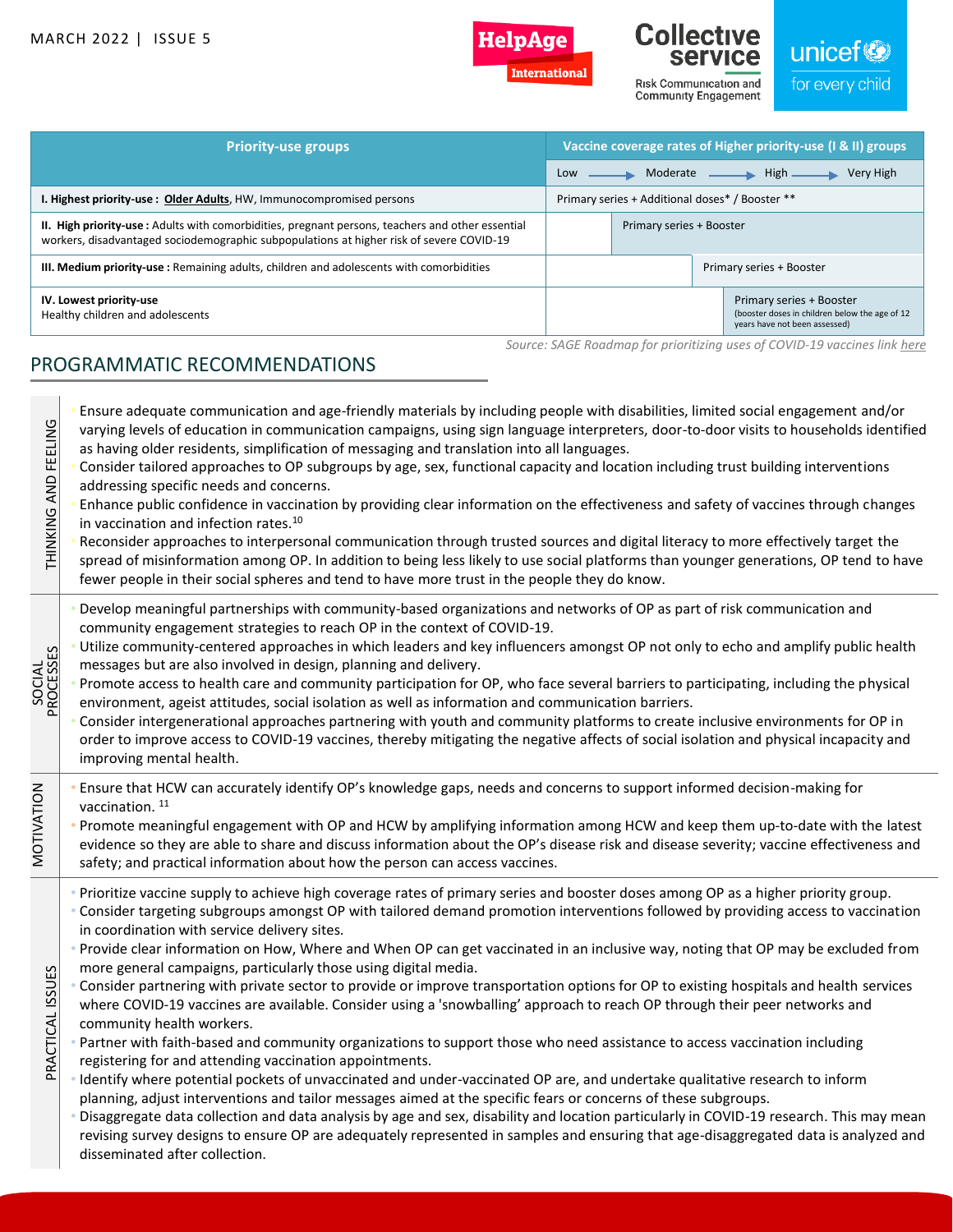| Priority-use groups | Vaccine coverage rates of Higher priority-use (I & II) groups | | | |
|---|---|---|---|---|
| | Low | Moderate | High | Very High |
| **I. Highest priority-use :** **Older Adults**, HW, Immunocompromised persons | Primary series + Additional doses* / Booster ** | | | |
| **II. High priority-use :** Adults with comorbidities, pregnant persons, teachers and other essential workers, disadvantaged sociodemographic subpopulations at higher risk of severe COVID-19 | | Primary series + Booster | | |
| **III. Medium priority-use :** Remaining adults, children and adolescents with comorbidities | | | Primary series + Booster | |
| **IV. Lowest priority-use** Healthy children and adolescents | | | | Primary series + Booster (booster doses in children below the age of 12 years have not been assessed) |

*Source: SAGE Roadmap for prioritizing uses of COVID-19 vaccines link here*

## PROGRAMMATIC RECOMMENDATIONS

### THINKING AND FEELING

- Ensure adequate communication and age-friendly materials by including people with disabilities, limited social engagement and/or varying levels of education in communication campaigns, using sign language interpreters, door-to-door visits to households identified as having older residents, simplification of messaging and translation into all languages.
- Consider tailored approaches to OP subgroups by age, sex, functional capacity and location including trust building interventions addressing specific needs and concerns.
- Enhance public confidence in vaccination by providing clear information on the effectiveness and safety of vaccines through changes in vaccination and infection rates.[10]
- Reconsider approaches to interpersonal communication through trusted sources and digital literacy to more effectively target the spread of misinformation among OP. In addition to being less likely to use social platforms than younger generations, OP tend to have fewer people in their social spheres and tend to have more trust in the people they do know.

### SOCIAL PROCESSES

- Develop meaningful partnerships with community-based organizations and networks of OP as part of risk communication and community engagement strategies to reach OP in the context of COVID-19.
- Utilize community-centered approaches in which leaders and key influencers amongst OP not only to echo and amplify public health messages but are also involved in design, planning and delivery.
- Promote access to health care and community participation for OP, who face several barriers to participating, including the physical environment, ageist attitudes, social isolation as well as information and communication barriers.
- Consider intergenerational approaches partnering with youth and community platforms to create inclusive environments for OP in order to improve access to COVID-19 vaccines, thereby mitigating the negative affects of social isolation and physical incapacity and improving mental health.

### MOTIVATION

- Ensure that HCW can accurately identify OP's knowledge gaps, needs and concerns to support informed decision-making for vaccination.[11]
- Promote meaningful engagement with OP and HCW by amplifying information among HCW and keep them up-to-date with the latest evidence so they are able to share and discuss information about the OP's disease risk and disease severity; vaccine effectiveness and safety; and practical information about how the person can access vaccines.

### PRACTICAL ISSUES

- Prioritize vaccine supply to achieve high coverage rates of primary series and booster doses among OP as a higher priority group.
- Consider targeting subgroups amongst OP with tailored demand promotion interventions followed by providing access to vaccination in coordination with service delivery sites.
- Provide clear information on How, Where and When OP can get vaccinated in an inclusive way, noting that OP may be excluded from more general campaigns, particularly those using digital media.
- Consider partnering with private sector to provide or improve transportation options for OP to existing hospitals and health services where COVID-19 vaccines are available. Consider using a 'snowballing' approach to reach OP through their peer networks and community health workers.
- Partner with faith-based and community organizations to support those who need assistance to access vaccination including registering for and attending vaccination appointments.
- Identify where potential pockets of unvaccinated and under-vaccinated OP are, and undertake qualitative research to inform planning, adjust interventions and tailor messages aimed at the specific fears or concerns of these subgroups.
- Disaggregate data collection and data analysis by age and sex, disability and location particularly in COVID-19 research. This may mean revising survey designs to ensure OP are adequately represented in samples and ensuring that age-disaggregated data is analyzed and disseminated after collection.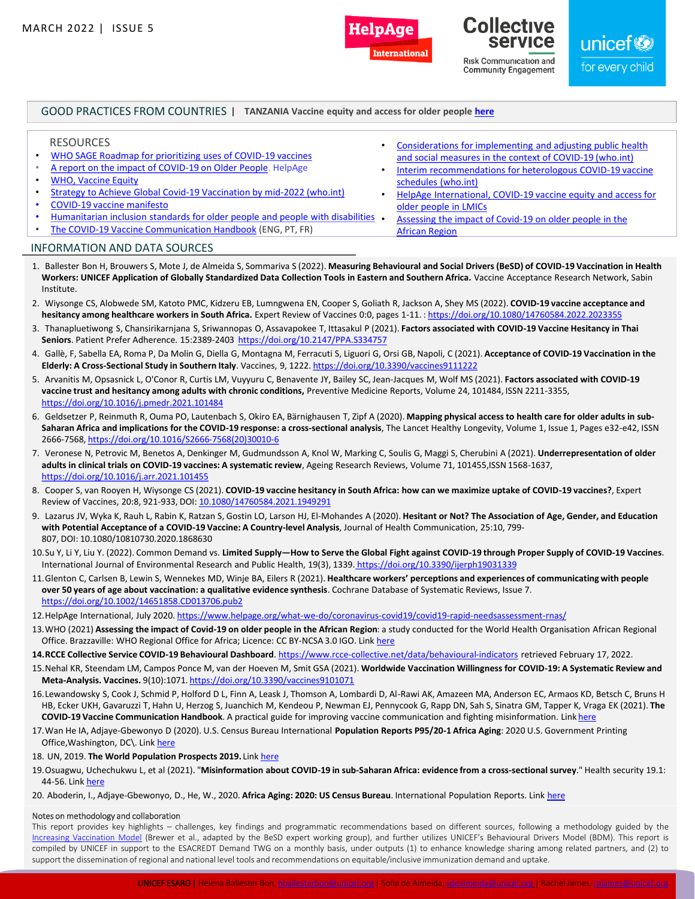MARCH 2022 | ISSUE 5

HelpAge International

Collective service
Risk Communication and Community Engagement

unicef for every child

## GOOD PRACTICES FROM COUNTRIES | TANZANIA Vaccine equity and access for older people here

## RESOURCES

- WHO SAGE Roadmap for prioritizing uses of COVID-19 vaccines
- A report on the impact of COVID-19 on Older People. HelpAge
- WHO, Vaccine Equity
- Strategy to Achieve Global Covid-19 Vaccination by mid-2022 (who.int)
- COVID-19 vaccine manifesto
- Humanitarian inclusion standards for older people and people with disabilities
- The COVID-19 Vaccine Communication Handbook (ENG, PT, FR)
- Considerations for implementing and adjusting public health and social measures in the context of COVID-19 (who.int)
- Interim recommendations for heterologous COVID-19 vaccine schedules (who.int)
- HelpAge International, COVID-19 vaccine equity and access for older people in LMICs
- Assessing the impact of Covid-19 on older people in the African Region

## INFORMATION AND DATA SOURCES

1. Ballester Bon H, Brouwers S, Mote J, de Almeida S, Sommariva S (2022). **Measuring Behavioural and Social Drivers (BeSD) of COVID-19 Vaccination in Health Workers: UNICEF Application of Globally Standardized Data Collection Tools in Eastern and Southern Africa.** Vaccine Acceptance Research Network, Sabin Institute.
2. Wiysonge CS, Alobwede SM, Katoto PMC, Kidzeru EB, Lumngwena EN, Cooper S, Goliath R, Jackson A, Shey MS (2022). **COVID-19 vaccine acceptance and hesitancy among healthcare workers in South Africa.** Expert Review of Vaccines 0:0, pages 1-11. : https://doi.org/10.1080/14760584.2022.2023355
3. Thanapluetiwong S, Chansirikarnjana S, Sriwannopas O, Assavapokee T, Ittasakul P (2021). **Factors associated with COVID-19 Vaccine Hesitancy in Thai Seniors**. Patient Prefer Adherence. 15:2389-2403 https://doi.org/10.2147/PPA.S334757
4. Gallè, F, Sabella EA, Roma P, Da Molin G, Diella G, Montagna M, Ferracuti S, Liguori G, Orsi GB, Napoli, C (2021). **Acceptance of COVID-19 Vaccination in the Elderly: A Cross-Sectional Study in Southern Italy**. Vaccines, 9, 1222. https://doi.org/10.3390/vaccines9111222
5. Arvanitis M, Opsasnick L, O'Conor R, Curtis LM, Vuyyuru C, Benavente JY, Bailey SC, Jean-Jacques M, Wolf MS (2021). **Factors associated with COVID-19 vaccine trust and hesitancy among adults with chronic conditions,** Preventive Medicine Reports, Volume 24, 101484, ISSN 2211-3355, https://doi.org/10.1016/j.pmedr.2021.101484
6. Geldsetzer P, Reinmuth R, Ouma PO, Lautenbach S, Okiro EA, Bärnighausen T, Zipf A (2020). **Mapping physical access to health care for older adults in sub-Saharan Africa and implications for the COVID-19 response: a cross-sectional analysis**, The Lancet Healthy Longevity, Volume 1, Issue 1, Pages e32-e42, ISSN 2666-7568, https://doi.org/10.1016/S2666-7568(20)30010-6
7. Veronese N, Petrovic M, Benetos A, Denkinger M, Gudmundsson A, Knol W, Marking C, Soulis G, Maggi S, Cherubini A (2021). **Underrepresentation of older adults in clinical trials on COVID-19 vaccines: A systematic review**, Ageing Research Reviews, Volume 71, 101455,ISSN 1568-1637, https://doi.org/10.1016/j.arr.2021.101455
8. Cooper S, van Rooyen H, Wiysonge CS (2021). **COVID-19 vaccine hesitancy in South Africa: how can we maximize uptake of COVID-19 vaccines?**, Expert Review of Vaccines, 20:8, 921-933, DOI: 10.1080/14760584.2021.1949291
9. Lazarus JV, Wyka K, Rauh L, Rabin K, Ratzan S, Gostin LO, Larson HJ, El-Mohandes A (2020). **Hesitant or Not? The Association of Age, Gender, and Education with Potential Acceptance of a COVID-19 Vaccine: A Country-level Analysis**, Journal of Health Communication, 25:10, 799-807, DOI: 10.1080/10810730.2020.1868630
10. Su Y, Li Y, Liu Y. (2022). Common Demand vs. **Limited Supply—How to Serve the Global Fight against COVID-19 through Proper Supply of COVID-19 Vaccines**. International Journal of Environmental Research and Public Health, 19(3), 1339. https://doi.org/10.3390/ijerph19031339
11. Glenton C, Carlsen B, Lewin S, Wennekes MD, Winje BA, Eilers R (2021). **Healthcare workers' perceptions and experiences of communicating with people over 50 years of age about vaccination: a qualitative evidence synthesis**. Cochrane Database of Systematic Reviews, Issue 7. https://doi.org/10.1002/14651858.CD013706.pub2
12. HelpAge International, July 2020. https://www.helpage.org/what-we-do/coronavirus-covid19/covid19-rapid-needsassessment-rnas/
13. WHO (2021) **Assessing the impact of Covid-19 on older people in the African Region**: a study conducted for the World Health Organisation African Regional Office. Brazzaville: WHO Regional Office for Africa; Licence: CC BY-NCSA 3.0 IGO. Link here
14. **RCCE Collective Service COVID-19 Behavioural Dashboard**. https://www.rcce-collective.net/data/behavioural-indicators retrieved February 17, 2022.
15. Nehal KR, Steendam LM, Campos Ponce M, van der Hoeven M, Smit GSA (2021). **Worldwide Vaccination Willingness for COVID-19: A Systematic Review and Meta-Analysis. Vaccines.** 9(10):1071. https://doi.org/10.3390/vaccines9101071
16. Lewandowsky S, Cook J, Schmid P, Holford D L, Finn A, Leask J, Thomson A, Lombardi D, Al-Rawi AK, Amazeen MA, Anderson EC, Armaos KD, Betsch C, Bruns H HB, Ecker UKH, Gavaruzzi T, Hahn U, Herzog S, Juanchich M, Kendeou P, Newman EJ, Pennycook G, Rapp DN, Sah S, Sinatra GM, Tapper K, Vraga EK (2021). **The COVID-19 Vaccine Communication Handbook**. A practical guide for improving vaccine communication and fighting misinformation. Link here
17. Wan He IA, Adjaye-Gbewonyo D (2020). U.S. Census Bureau International **Population Reports P95/20-1 Africa Aging**: 2020 U.S. Government Printing Office,Washington, DC\. Link here
18. UN, 2019. **The World Population Prospects 2019.** Link here
19. Osuagwu, Uchechukwu L, et al (2021). "**Misinformation about COVID-19 in sub-Saharan Africa: evidence from a cross-sectional survey**." Health security 19.1: 44-56. Link here
20. Aboderin, I., Adjaye-Gbewonyo, D., He, W., 2020. **Africa Aging: 2020: US Census Bureau**. International Population Reports. Link here

Notes on methodology and collaboration

This report provides key highlights – challenges, key findings and programmatic recommendations based on different sources, following a methodology guided by the Increasing Vaccination Model (Brewer et al., adapted by the BeSD expert working group), and further utilizes UNICEF's Behavioural Drivers Model (BDM). This report is compiled by UNICEF in support to the ESACREDT Demand TWG on a monthly basis, under outputs (1) to enhance knowledge sharing among related partners, and (2) to support the dissemination of regional and national level tools and recommendations on equitable/inclusive immunization demand and uptake.

UNICEF ESARO | Helena Ballester Bon, hballesterbon@unicef.org | Sofia de Almeida, sdealmeida@unicef.org | Rachel James, rejames@unicef.org